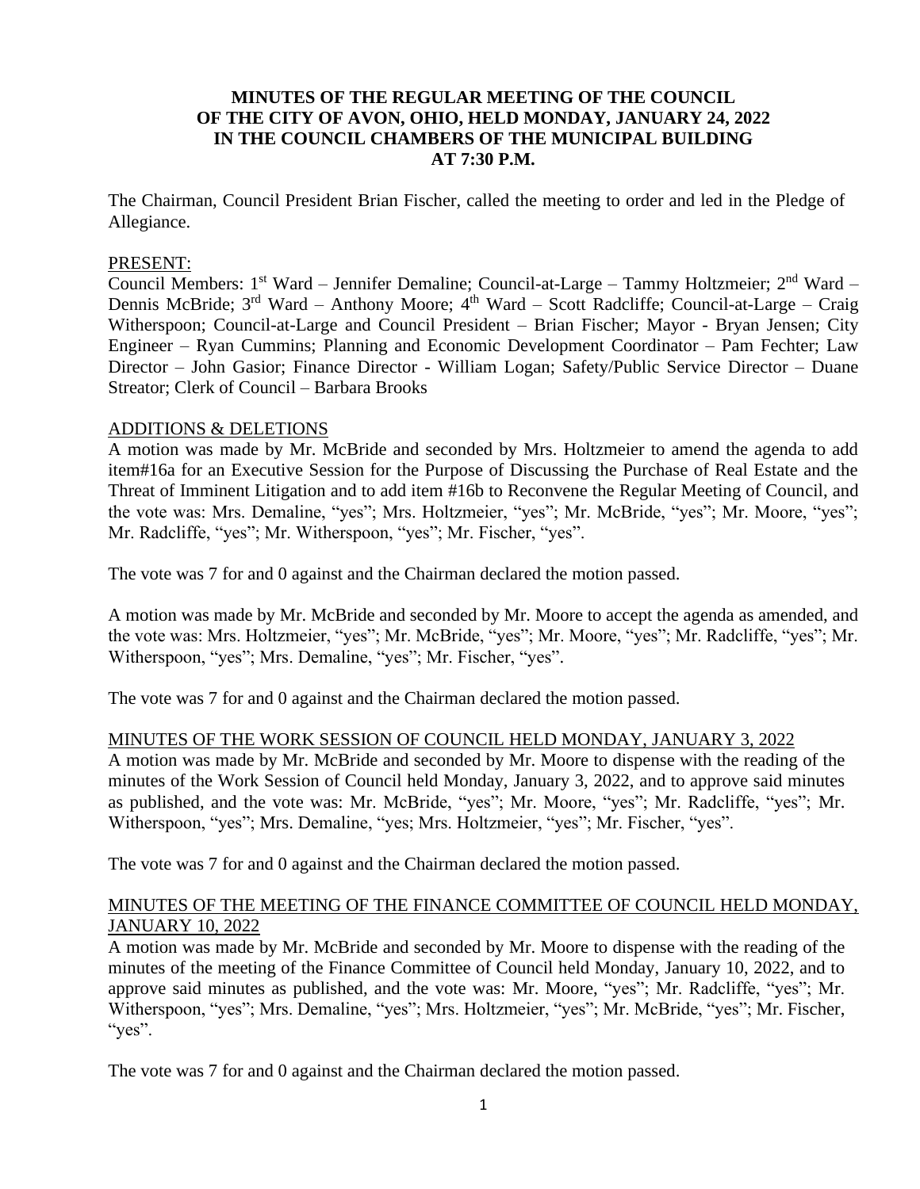# MINUTES OF THE REGULAR MEETING OF THE COUNCIL OF THE CITY OF AVON, OHIO, HELD MONDAY, JANUARY 24, 2022 IN THE COUNCIL CHAMBERS OF THE MUNICIPAL BUILDING AT 7:30 P.M.

The Chairman, Council President Brian Fischer, called the meeting to order and led in the Pledge of Allegiance.

## PRESENT:

Council Members: 1st Ward – Jennifer Demaline; Council-at-Large – Tammy Holtzmeier; 2nd Ward – Dennis McBride; 3rd Ward – Anthony Moore; 4th Ward – Scott Radcliffe; Council-at-Large – Craig Witherspoon; Council-at-Large and Council President – Brian Fischer; Mayor - Bryan Jensen; City Engineer – Ryan Cummins; Planning and Economic Development Coordinator – Pam Fechter; Law Director – John Gasior; Finance Director - William Logan; Safety/Public Service Director – Duane Streator; Clerk of Council – Barbara Brooks

## ADDITIONS & DELETIONS

A motion was made by Mr. McBride and seconded by Mrs. Holtzmeier to amend the agenda to add item#16a for an Executive Session for the Purpose of Discussing the Purchase of Real Estate and the Threat of Imminent Litigation and to add item #16b to Reconvene the Regular Meeting of Council, and the vote was: Mrs. Demaline, "yes"; Mrs. Holtzmeier, "yes"; Mr. McBride, "yes"; Mr. Moore, "yes"; Mr. Radcliffe, "yes"; Mr. Witherspoon, "yes"; Mr. Fischer, "yes".

The vote was 7 for and 0 against and the Chairman declared the motion passed.

A motion was made by Mr. McBride and seconded by Mr. Moore to accept the agenda as amended, and the vote was: Mrs. Holtzmeier, "yes"; Mr. McBride, "yes"; Mr. Moore, "yes"; Mr. Radcliffe, "yes"; Mr. Witherspoon, "yes"; Mrs. Demaline, "yes"; Mr. Fischer, "yes".

The vote was 7 for and 0 against and the Chairman declared the motion passed.

## MINUTES OF THE WORK SESSION OF COUNCIL HELD MONDAY, JANUARY 3, 2022

A motion was made by Mr. McBride and seconded by Mr. Moore to dispense with the reading of the minutes of the Work Session of Council held Monday, January 3, 2022, and to approve said minutes as published, and the vote was: Mr. McBride, "yes"; Mr. Moore, "yes"; Mr. Radcliffe, "yes"; Mr. Witherspoon, "yes"; Mrs. Demaline, "yes; Mrs. Holtzmeier, "yes"; Mr. Fischer, "yes".

The vote was 7 for and 0 against and the Chairman declared the motion passed.

## MINUTES OF THE MEETING OF THE FINANCE COMMITTEE OF COUNCIL HELD MONDAY, JANUARY 10, 2022

A motion was made by Mr. McBride and seconded by Mr. Moore to dispense with the reading of the minutes of the meeting of the Finance Committee of Council held Monday, January 10, 2022, and to approve said minutes as published, and the vote was: Mr. Moore, "yes"; Mr. Radcliffe, "yes"; Mr. Witherspoon, "yes"; Mrs. Demaline, "yes"; Mrs. Holtzmeier, "yes"; Mr. McBride, "yes"; Mr. Fischer, "yes".

The vote was 7 for and 0 against and the Chairman declared the motion passed.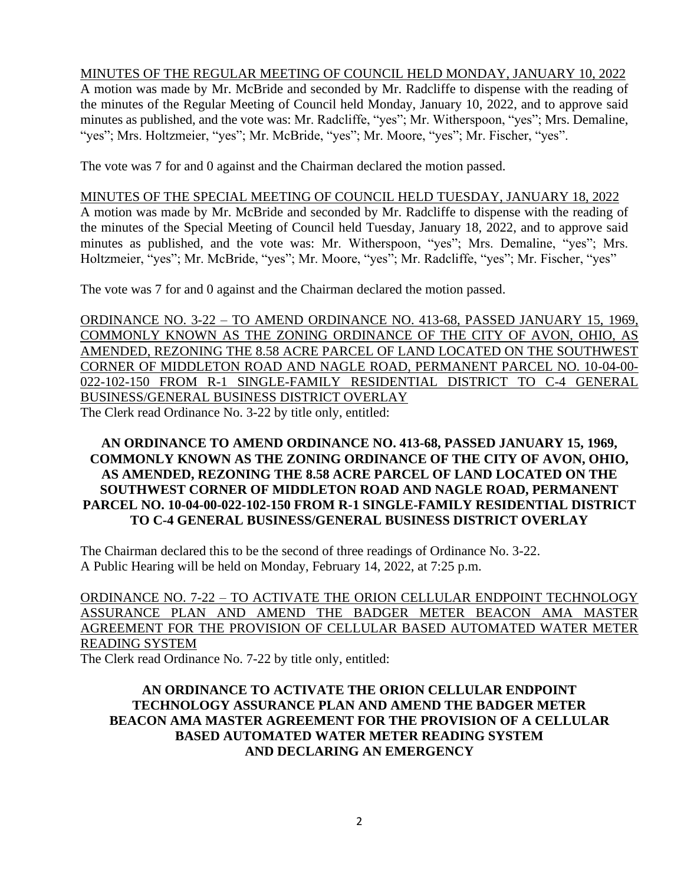MINUTES OF THE REGULAR MEETING OF COUNCIL HELD MONDAY, JANUARY 10, 2022

A motion was made by Mr. McBride and seconded by Mr. Radcliffe to dispense with the reading of the minutes of the Regular Meeting of Council held Monday, January 10, 2022, and to approve said minutes as published, and the vote was: Mr. Radcliffe, "yes"; Mr. Witherspoon, "yes"; Mrs. Demaline, "yes"; Mrs. Holtzmeier, "yes"; Mr. McBride, "yes"; Mr. Moore, "yes"; Mr. Fischer, "yes".

The vote was 7 for and 0 against and the Chairman declared the motion passed.

MINUTES OF THE SPECIAL MEETING OF COUNCIL HELD TUESDAY, JANUARY 18, 2022

A motion was made by Mr. McBride and seconded by Mr. Radcliffe to dispense with the reading of the minutes of the Special Meeting of Council held Tuesday, January 18, 2022, and to approve said minutes as published, and the vote was: Mr. Witherspoon, "yes"; Mrs. Demaline, "yes"; Mrs. Holtzmeier, "yes"; Mr. McBride, "yes"; Mr. Moore, "yes"; Mr. Radcliffe, "yes"; Mr. Fischer, "yes"

The vote was 7 for and 0 against and the Chairman declared the motion passed.

ORDINANCE NO. 3-22 – TO AMEND ORDINANCE NO. 413-68, PASSED JANUARY 15, 1969, COMMONLY KNOWN AS THE ZONING ORDINANCE OF THE CITY OF AVON, OHIO, AS AMENDED, REZONING THE 8.58 ACRE PARCEL OF LAND LOCATED ON THE SOUTHWEST CORNER OF MIDDLETON ROAD AND NAGLE ROAD, PERMANENT PARCEL NO. 10-04-00-022-102-150 FROM R-1 SINGLE-FAMILY RESIDENTIAL DISTRICT TO C-4 GENERAL BUSINESS/GENERAL BUSINESS DISTRICT OVERLAY

The Clerk read Ordinance No. 3-22 by title only, entitled:

**AN ORDINANCE TO AMEND ORDINANCE NO. 413-68, PASSED JANUARY 15, 1969, COMMONLY KNOWN AS THE ZONING ORDINANCE OF THE CITY OF AVON, OHIO, AS AMENDED, REZONING THE 8.58 ACRE PARCEL OF LAND LOCATED ON THE SOUTHWEST CORNER OF MIDDLETON ROAD AND NAGLE ROAD, PERMANENT PARCEL NO. 10-04-00-022-102-150 FROM R-1 SINGLE-FAMILY RESIDENTIAL DISTRICT TO C-4 GENERAL BUSINESS/GENERAL BUSINESS DISTRICT OVERLAY**

The Chairman declared this to be the second of three readings of Ordinance No. 3-22.
A Public Hearing will be held on Monday, February 14, 2022, at 7:25 p.m.

ORDINANCE NO. 7-22 – TO ACTIVATE THE ORION CELLULAR ENDPOINT TECHNOLOGY ASSURANCE PLAN AND AMEND THE BADGER METER BEACON AMA MASTER AGREEMENT FOR THE PROVISION OF CELLULAR BASED AUTOMATED WATER METER READING SYSTEM

The Clerk read Ordinance No. 7-22 by title only, entitled:

**AN ORDINANCE TO ACTIVATE THE ORION CELLULAR ENDPOINT TECHNOLOGY ASSURANCE PLAN AND AMEND THE BADGER METER BEACON AMA MASTER AGREEMENT FOR THE PROVISION OF A CELLULAR BASED AUTOMATED WATER METER READING SYSTEM AND DECLARING AN EMERGENCY**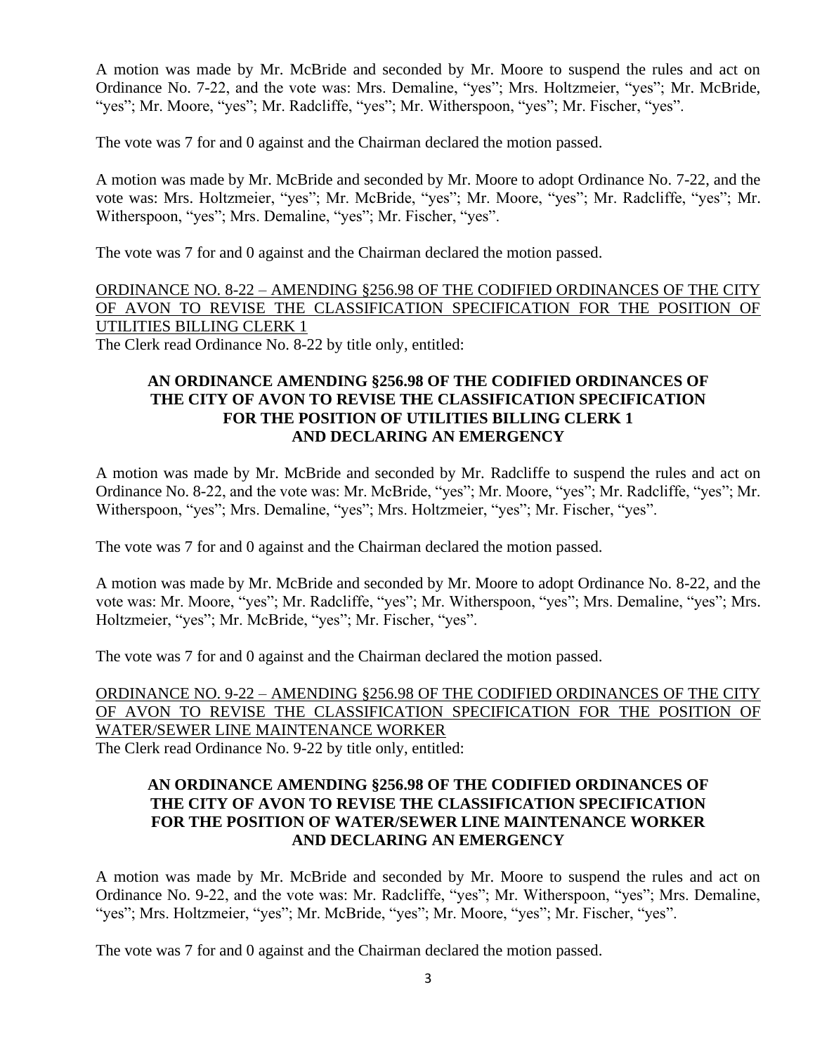A motion was made by Mr. McBride and seconded by Mr. Moore to suspend the rules and act on Ordinance No. 7-22, and the vote was: Mrs. Demaline, "yes"; Mrs. Holtzmeier, "yes"; Mr. McBride, "yes"; Mr. Moore, "yes"; Mr. Radcliffe, "yes"; Mr. Witherspoon, "yes"; Mr. Fischer, "yes".

The vote was 7 for and 0 against and the Chairman declared the motion passed.

A motion was made by Mr. McBride and seconded by Mr. Moore to adopt Ordinance No. 7-22, and the vote was: Mrs. Holtzmeier, "yes"; Mr. McBride, "yes"; Mr. Moore, "yes"; Mr. Radcliffe, "yes"; Mr. Witherspoon, "yes"; Mrs. Demaline, "yes"; Mr. Fischer, "yes".

The vote was 7 for and 0 against and the Chairman declared the motion passed.

<u>ORDINANCE NO. 8-22 – AMENDING §256.98 OF THE CODIFIED ORDINANCES OF THE CITY OF AVON TO REVISE THE CLASSIFICATION SPECIFICATION FOR THE POSITION OF UTILITIES BILLING CLERK 1</u>

The Clerk read Ordinance No. 8-22 by title only, entitled:

**AN ORDINANCE AMENDING §256.98 OF THE CODIFIED ORDINANCES OF THE CITY OF AVON TO REVISE THE CLASSIFICATION SPECIFICATION FOR THE POSITION OF UTILITIES BILLING CLERK 1 AND DECLARING AN EMERGENCY**

A motion was made by Mr. McBride and seconded by Mr. Radcliffe to suspend the rules and act on Ordinance No. 8-22, and the vote was: Mr. McBride, "yes"; Mr. Moore, "yes"; Mr. Radcliffe, "yes"; Mr. Witherspoon, "yes"; Mrs. Demaline, "yes"; Mrs. Holtzmeier, "yes"; Mr. Fischer, "yes".

The vote was 7 for and 0 against and the Chairman declared the motion passed.

A motion was made by Mr. McBride and seconded by Mr. Moore to adopt Ordinance No. 8-22, and the vote was: Mr. Moore, "yes"; Mr. Radcliffe, "yes"; Mr. Witherspoon, "yes"; Mrs. Demaline, "yes"; Mrs. Holtzmeier, "yes"; Mr. McBride, "yes"; Mr. Fischer, "yes".

The vote was 7 for and 0 against and the Chairman declared the motion passed.

<u>ORDINANCE NO. 9-22 – AMENDING §256.98 OF THE CODIFIED ORDINANCES OF THE CITY OF AVON TO REVISE THE CLASSIFICATION SPECIFICATION FOR THE POSITION OF WATER/SEWER LINE MAINTENANCE WORKER</u>

The Clerk read Ordinance No. 9-22 by title only, entitled:

**AN ORDINANCE AMENDING §256.98 OF THE CODIFIED ORDINANCES OF THE CITY OF AVON TO REVISE THE CLASSIFICATION SPECIFICATION FOR THE POSITION OF WATER/SEWER LINE MAINTENANCE WORKER AND DECLARING AN EMERGENCY**

A motion was made by Mr. McBride and seconded by Mr. Moore to suspend the rules and act on Ordinance No. 9-22, and the vote was: Mr. Radcliffe, "yes"; Mr. Witherspoon, "yes"; Mrs. Demaline, "yes"; Mrs. Holtzmeier, "yes"; Mr. McBride, "yes"; Mr. Moore, "yes"; Mr. Fischer, "yes".

The vote was 7 for and 0 against and the Chairman declared the motion passed.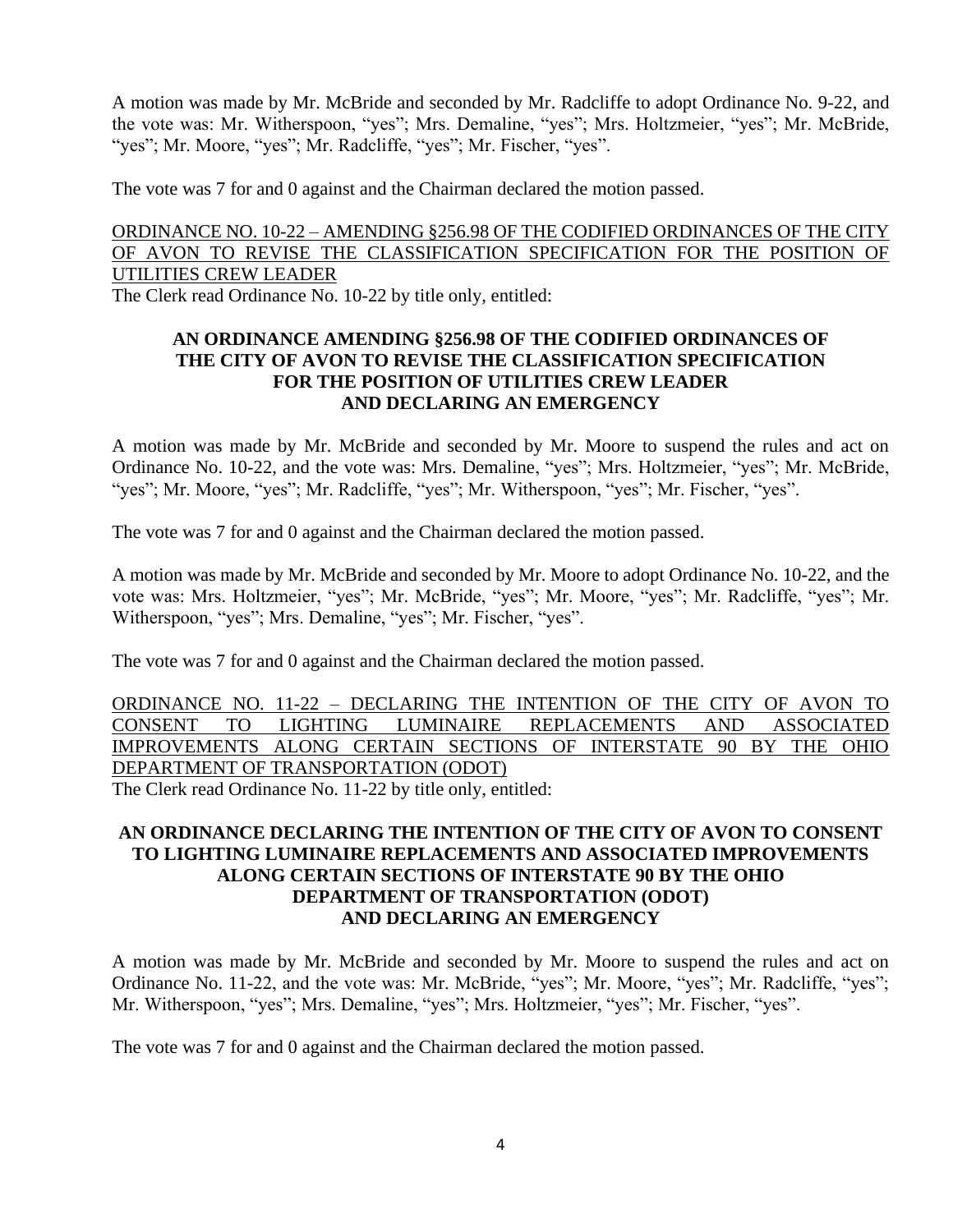A motion was made by Mr. McBride and seconded by Mr. Radcliffe to adopt Ordinance No. 9-22, and the vote was: Mr. Witherspoon, "yes"; Mrs. Demaline, "yes"; Mrs. Holtzmeier, "yes"; Mr. McBride, "yes"; Mr. Moore, "yes"; Mr. Radcliffe, "yes"; Mr. Fischer, "yes".

The vote was 7 for and 0 against and the Chairman declared the motion passed.

<u>ORDINANCE NO. 10-22 – AMENDING §256.98 OF THE CODIFIED ORDINANCES OF THE CITY OF AVON TO REVISE THE CLASSIFICATION SPECIFICATION FOR THE POSITION OF UTILITIES CREW LEADER</u>

The Clerk read Ordinance No. 10-22 by title only, entitled:

**AN ORDINANCE AMENDING §256.98 OF THE CODIFIED ORDINANCES OF THE CITY OF AVON TO REVISE THE CLASSIFICATION SPECIFICATION FOR THE POSITION OF UTILITIES CREW LEADER AND DECLARING AN EMERGENCY**

A motion was made by Mr. McBride and seconded by Mr. Moore to suspend the rules and act on Ordinance No. 10-22, and the vote was: Mrs. Demaline, "yes"; Mrs. Holtzmeier, "yes"; Mr. McBride, "yes"; Mr. Moore, "yes"; Mr. Radcliffe, "yes"; Mr. Witherspoon, "yes"; Mr. Fischer, "yes".

The vote was 7 for and 0 against and the Chairman declared the motion passed.

A motion was made by Mr. McBride and seconded by Mr. Moore to adopt Ordinance No. 10-22, and the vote was: Mrs. Holtzmeier, "yes"; Mr. McBride, "yes"; Mr. Moore, "yes"; Mr. Radcliffe, "yes"; Mr. Witherspoon, "yes"; Mrs. Demaline, "yes"; Mr. Fischer, "yes".

The vote was 7 for and 0 against and the Chairman declared the motion passed.

<u>ORDINANCE NO. 11-22 – DECLARING THE INTENTION OF THE CITY OF AVON TO CONSENT TO LIGHTING LUMINAIRE REPLACEMENTS AND ASSOCIATED IMPROVEMENTS ALONG CERTAIN SECTIONS OF INTERSTATE 90 BY THE OHIO DEPARTMENT OF TRANSPORTATION (ODOT)</u>

The Clerk read Ordinance No. 11-22 by title only, entitled:

**AN ORDINANCE DECLARING THE INTENTION OF THE CITY OF AVON TO CONSENT TO LIGHTING LUMINAIRE REPLACEMENTS AND ASSOCIATED IMPROVEMENTS ALONG CERTAIN SECTIONS OF INTERSTATE 90 BY THE OHIO DEPARTMENT OF TRANSPORTATION (ODOT) AND DECLARING AN EMERGENCY**

A motion was made by Mr. McBride and seconded by Mr. Moore to suspend the rules and act on Ordinance No. 11-22, and the vote was: Mr. McBride, "yes"; Mr. Moore, "yes"; Mr. Radcliffe, "yes"; Mr. Witherspoon, "yes"; Mrs. Demaline, "yes"; Mrs. Holtzmeier, "yes"; Mr. Fischer, "yes".

The vote was 7 for and 0 against and the Chairman declared the motion passed.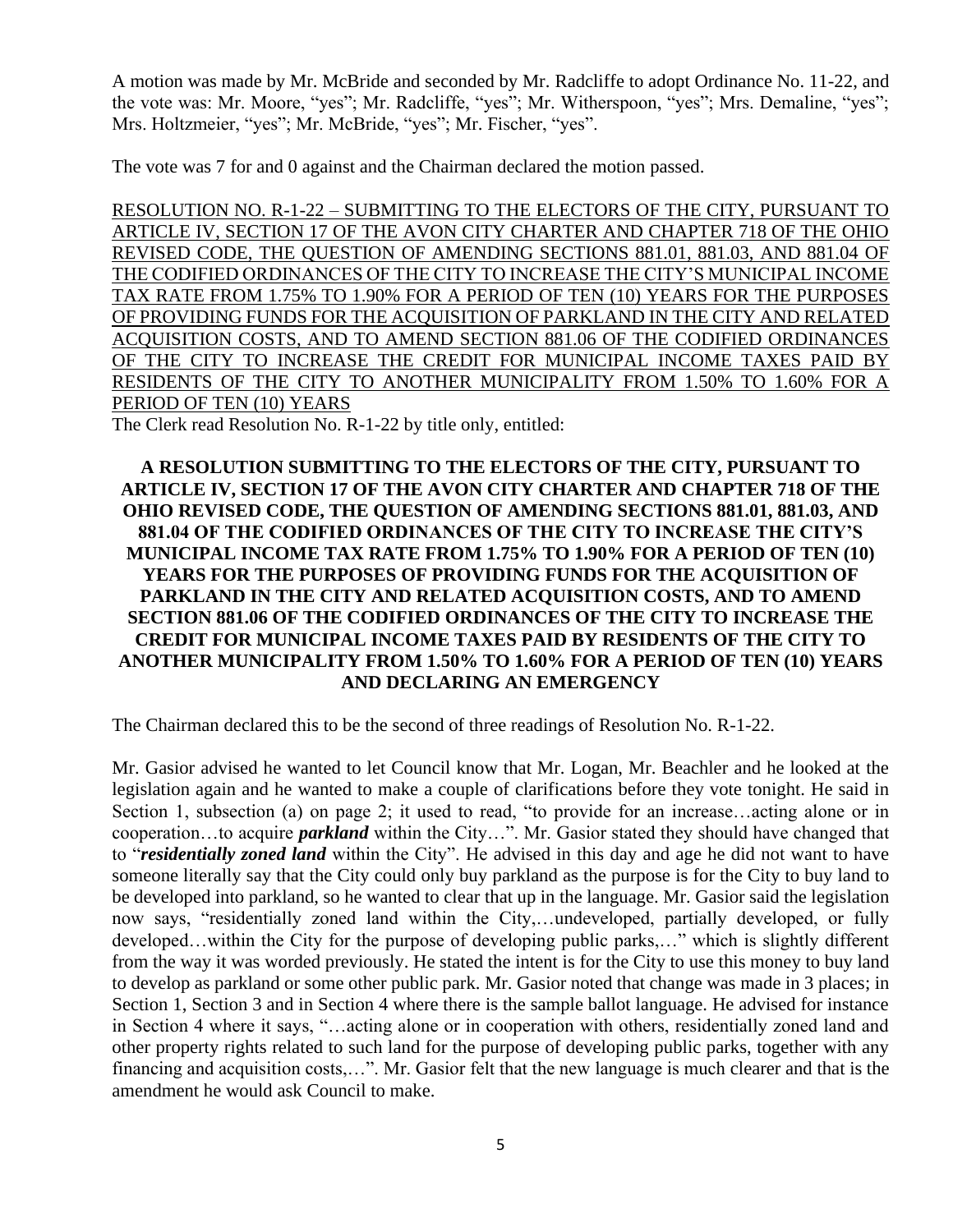A motion was made by Mr. McBride and seconded by Mr. Radcliffe to adopt Ordinance No. 11-22, and the vote was: Mr. Moore, "yes"; Mr. Radcliffe, "yes"; Mr. Witherspoon, "yes"; Mrs. Demaline, "yes"; Mrs. Holtzmeier, "yes"; Mr. McBride, "yes"; Mr. Fischer, "yes".

The vote was 7 for and 0 against and the Chairman declared the motion passed.

<u>RESOLUTION NO. R-1-22 – SUBMITTING TO THE ELECTORS OF THE CITY, PURSUANT TO ARTICLE IV, SECTION 17 OF THE AVON CITY CHARTER AND CHAPTER 718 OF THE OHIO REVISED CODE, THE QUESTION OF AMENDING SECTIONS 881.01, 881.03, AND 881.04 OF THE CODIFIED ORDINANCES OF THE CITY TO INCREASE THE CITY'S MUNICIPAL INCOME TAX RATE FROM 1.75% TO 1.90% FOR A PERIOD OF TEN (10) YEARS FOR THE PURPOSES OF PROVIDING FUNDS FOR THE ACQUISITION OF PARKLAND IN THE CITY AND RELATED ACQUISITION COSTS, AND TO AMEND SECTION 881.06 OF THE CODIFIED ORDINANCES OF THE CITY TO INCREASE THE CREDIT FOR MUNICIPAL INCOME TAXES PAID BY RESIDENTS OF THE CITY TO ANOTHER MUNICIPALITY FROM 1.50% TO 1.60% FOR A PERIOD OF TEN (10) YEARS</u>

The Clerk read Resolution No. R-1-22 by title only, entitled:

**A RESOLUTION SUBMITTING TO THE ELECTORS OF THE CITY, PURSUANT TO ARTICLE IV, SECTION 17 OF THE AVON CITY CHARTER AND CHAPTER 718 OF THE OHIO REVISED CODE, THE QUESTION OF AMENDING SECTIONS 881.01, 881.03, AND 881.04 OF THE CODIFIED ORDINANCES OF THE CITY TO INCREASE THE CITY'S MUNICIPAL INCOME TAX RATE FROM 1.75% TO 1.90% FOR A PERIOD OF TEN (10) YEARS FOR THE PURPOSES OF PROVIDING FUNDS FOR THE ACQUISITION OF PARKLAND IN THE CITY AND RELATED ACQUISITION COSTS, AND TO AMEND SECTION 881.06 OF THE CODIFIED ORDINANCES OF THE CITY TO INCREASE THE CREDIT FOR MUNICIPAL INCOME TAXES PAID BY RESIDENTS OF THE CITY TO ANOTHER MUNICIPALITY FROM 1.50% TO 1.60% FOR A PERIOD OF TEN (10) YEARS AND DECLARING AN EMERGENCY**

The Chairman declared this to be the second of three readings of Resolution No. R-1-22.

Mr. Gasior advised he wanted to let Council know that Mr. Logan, Mr. Beachler and he looked at the legislation again and he wanted to make a couple of clarifications before they vote tonight. He said in Section 1, subsection (a) on page 2; it used to read, "to provide for an increase…acting alone or in cooperation…to acquire ***parkland*** within the City…". Mr. Gasior stated they should have changed that to "***residentially zoned land*** within the City". He advised in this day and age he did not want to have someone literally say that the City could only buy parkland as the purpose is for the City to buy land to be developed into parkland, so he wanted to clear that up in the language. Mr. Gasior said the legislation now says, "residentially zoned land within the City,…undeveloped, partially developed, or fully developed…within the City for the purpose of developing public parks,…" which is slightly different from the way it was worded previously. He stated the intent is for the City to use this money to buy land to develop as parkland or some other public park. Mr. Gasior noted that change was made in 3 places; in Section 1, Section 3 and in Section 4 where there is the sample ballot language. He advised for instance in Section 4 where it says, "…acting alone or in cooperation with others, residentially zoned land and other property rights related to such land for the purpose of developing public parks, together with any financing and acquisition costs,…". Mr. Gasior felt that the new language is much clearer and that is the amendment he would ask Council to make.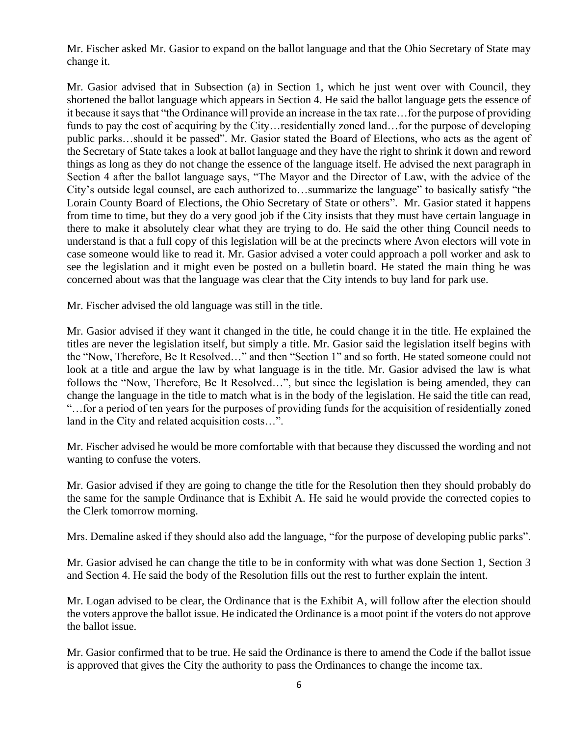Mr. Fischer asked Mr. Gasior to expand on the ballot language and that the Ohio Secretary of State may change it.

Mr. Gasior advised that in Subsection (a) in Section 1, which he just went over with Council, they shortened the ballot language which appears in Section 4. He said the ballot language gets the essence of it because it says that "the Ordinance will provide an increase in the tax rate…for the purpose of providing funds to pay the cost of acquiring by the City…residentially zoned land…for the purpose of developing public parks…should it be passed". Mr. Gasior stated the Board of Elections, who acts as the agent of the Secretary of State takes a look at ballot language and they have the right to shrink it down and reword things as long as they do not change the essence of the language itself. He advised the next paragraph in Section 4 after the ballot language says, "The Mayor and the Director of Law, with the advice of the City's outside legal counsel, are each authorized to…summarize the language" to basically satisfy "the Lorain County Board of Elections, the Ohio Secretary of State or others". Mr. Gasior stated it happens from time to time, but they do a very good job if the City insists that they must have certain language in there to make it absolutely clear what they are trying to do. He said the other thing Council needs to understand is that a full copy of this legislation will be at the precincts where Avon electors will vote in case someone would like to read it. Mr. Gasior advised a voter could approach a poll worker and ask to see the legislation and it might even be posted on a bulletin board. He stated the main thing he was concerned about was that the language was clear that the City intends to buy land for park use.

Mr. Fischer advised the old language was still in the title.

Mr. Gasior advised if they want it changed in the title, he could change it in the title. He explained the titles are never the legislation itself, but simply a title. Mr. Gasior said the legislation itself begins with the "Now, Therefore, Be It Resolved…" and then "Section 1" and so forth. He stated someone could not look at a title and argue the law by what language is in the title. Mr. Gasior advised the law is what follows the "Now, Therefore, Be It Resolved…", but since the legislation is being amended, they can change the language in the title to match what is in the body of the legislation. He said the title can read, "…for a period of ten years for the purposes of providing funds for the acquisition of residentially zoned land in the City and related acquisition costs…".

Mr. Fischer advised he would be more comfortable with that because they discussed the wording and not wanting to confuse the voters.

Mr. Gasior advised if they are going to change the title for the Resolution then they should probably do the same for the sample Ordinance that is Exhibit A. He said he would provide the corrected copies to the Clerk tomorrow morning.

Mrs. Demaline asked if they should also add the language, "for the purpose of developing public parks".

Mr. Gasior advised he can change the title to be in conformity with what was done Section 1, Section 3 and Section 4. He said the body of the Resolution fills out the rest to further explain the intent.

Mr. Logan advised to be clear, the Ordinance that is the Exhibit A, will follow after the election should the voters approve the ballot issue. He indicated the Ordinance is a moot point if the voters do not approve the ballot issue.

Mr. Gasior confirmed that to be true. He said the Ordinance is there to amend the Code if the ballot issue is approved that gives the City the authority to pass the Ordinances to change the income tax.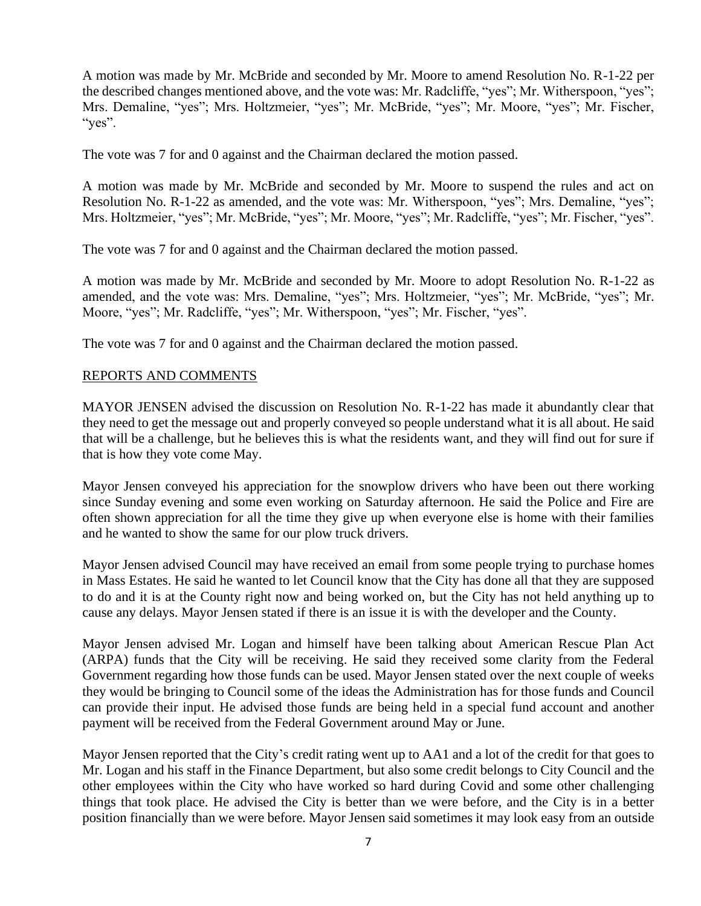A motion was made by Mr. McBride and seconded by Mr. Moore to amend Resolution No. R-1-22 per the described changes mentioned above, and the vote was: Mr. Radcliffe, "yes"; Mr. Witherspoon, "yes"; Mrs. Demaline, "yes"; Mrs. Holtzmeier, "yes"; Mr. McBride, "yes"; Mr. Moore, "yes"; Mr. Fischer, "yes".

The vote was 7 for and 0 against and the Chairman declared the motion passed.

A motion was made by Mr. McBride and seconded by Mr. Moore to suspend the rules and act on Resolution No. R-1-22 as amended, and the vote was: Mr. Witherspoon, "yes"; Mrs. Demaline, "yes"; Mrs. Holtzmeier, "yes"; Mr. McBride, "yes"; Mr. Moore, "yes"; Mr. Radcliffe, "yes"; Mr. Fischer, "yes".

The vote was 7 for and 0 against and the Chairman declared the motion passed.

A motion was made by Mr. McBride and seconded by Mr. Moore to adopt Resolution No. R-1-22 as amended, and the vote was: Mrs. Demaline, "yes"; Mrs. Holtzmeier, "yes"; Mr. McBride, "yes"; Mr. Moore, "yes"; Mr. Radcliffe, "yes"; Mr. Witherspoon, "yes"; Mr. Fischer, "yes".

The vote was 7 for and 0 against and the Chairman declared the motion passed.

REPORTS AND COMMENTS

MAYOR JENSEN advised the discussion on Resolution No. R-1-22 has made it abundantly clear that they need to get the message out and properly conveyed so people understand what it is all about. He said that will be a challenge, but he believes this is what the residents want, and they will find out for sure if that is how they vote come May.

Mayor Jensen conveyed his appreciation for the snowplow drivers who have been out there working since Sunday evening and some even working on Saturday afternoon. He said the Police and Fire are often shown appreciation for all the time they give up when everyone else is home with their families and he wanted to show the same for our plow truck drivers.

Mayor Jensen advised Council may have received an email from some people trying to purchase homes in Mass Estates. He said he wanted to let Council know that the City has done all that they are supposed to do and it is at the County right now and being worked on, but the City has not held anything up to cause any delays. Mayor Jensen stated if there is an issue it is with the developer and the County.

Mayor Jensen advised Mr. Logan and himself have been talking about American Rescue Plan Act (ARPA) funds that the City will be receiving. He said they received some clarity from the Federal Government regarding how those funds can be used. Mayor Jensen stated over the next couple of weeks they would be bringing to Council some of the ideas the Administration has for those funds and Council can provide their input. He advised those funds are being held in a special fund account and another payment will be received from the Federal Government around May or June.

Mayor Jensen reported that the City's credit rating went up to AA1 and a lot of the credit for that goes to Mr. Logan and his staff in the Finance Department, but also some credit belongs to City Council and the other employees within the City who have worked so hard during Covid and some other challenging things that took place. He advised the City is better than we were before, and the City is in a better position financially than we were before. Mayor Jensen said sometimes it may look easy from an outside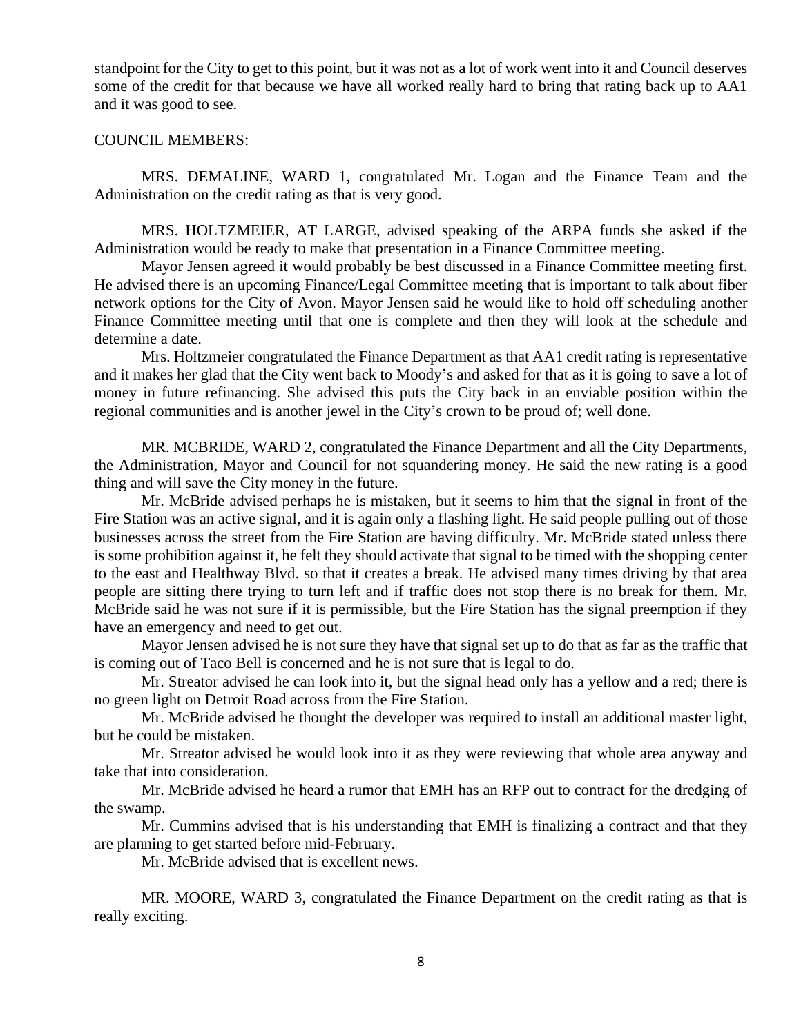standpoint for the City to get to this point, but it was not as a lot of work went into it and Council deserves some of the credit for that because we have all worked really hard to bring that rating back up to AA1 and it was good to see.

COUNCIL MEMBERS:

MRS. DEMALINE, WARD 1, congratulated Mr. Logan and the Finance Team and the Administration on the credit rating as that is very good.

MRS. HOLTZMEIER, AT LARGE, advised speaking of the ARPA funds she asked if the Administration would be ready to make that presentation in a Finance Committee meeting.

Mayor Jensen agreed it would probably be best discussed in a Finance Committee meeting first. He advised there is an upcoming Finance/Legal Committee meeting that is important to talk about fiber network options for the City of Avon. Mayor Jensen said he would like to hold off scheduling another Finance Committee meeting until that one is complete and then they will look at the schedule and determine a date.

Mrs. Holtzmeier congratulated the Finance Department as that AA1 credit rating is representative and it makes her glad that the City went back to Moody's and asked for that as it is going to save a lot of money in future refinancing. She advised this puts the City back in an enviable position within the regional communities and is another jewel in the City's crown to be proud of; well done.

MR. MCBRIDE, WARD 2, congratulated the Finance Department and all the City Departments, the Administration, Mayor and Council for not squandering money. He said the new rating is a good thing and will save the City money in the future.

Mr. McBride advised perhaps he is mistaken, but it seems to him that the signal in front of the Fire Station was an active signal, and it is again only a flashing light. He said people pulling out of those businesses across the street from the Fire Station are having difficulty. Mr. McBride stated unless there is some prohibition against it, he felt they should activate that signal to be timed with the shopping center to the east and Healthway Blvd. so that it creates a break. He advised many times driving by that area people are sitting there trying to turn left and if traffic does not stop there is no break for them. Mr. McBride said he was not sure if it is permissible, but the Fire Station has the signal preemption if they have an emergency and need to get out.

Mayor Jensen advised he is not sure they have that signal set up to do that as far as the traffic that is coming out of Taco Bell is concerned and he is not sure that is legal to do.

Mr. Streator advised he can look into it, but the signal head only has a yellow and a red; there is no green light on Detroit Road across from the Fire Station.

Mr. McBride advised he thought the developer was required to install an additional master light, but he could be mistaken.

Mr. Streator advised he would look into it as they were reviewing that whole area anyway and take that into consideration.

Mr. McBride advised he heard a rumor that EMH has an RFP out to contract for the dredging of the swamp.

Mr. Cummins advised that is his understanding that EMH is finalizing a contract and that they are planning to get started before mid-February.

Mr. McBride advised that is excellent news.

MR. MOORE, WARD 3, congratulated the Finance Department on the credit rating as that is really exciting.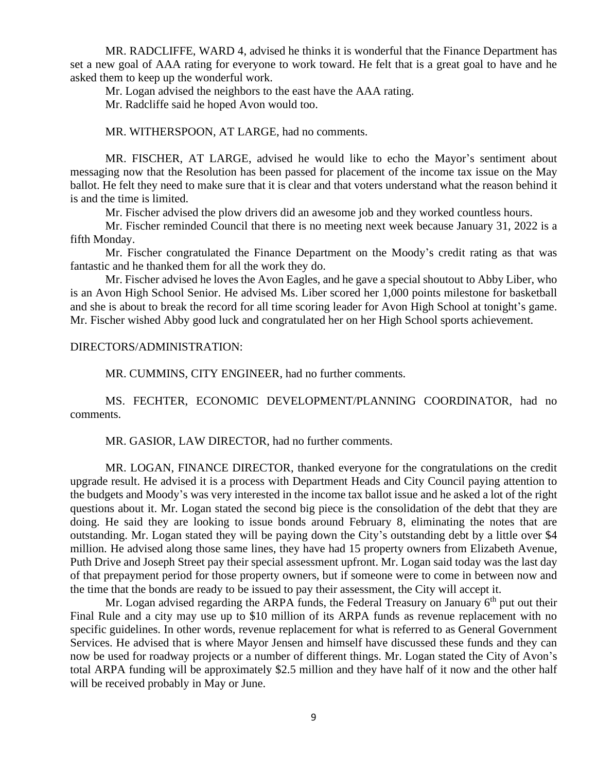MR. RADCLIFFE, WARD 4, advised he thinks it is wonderful that the Finance Department has set a new goal of AAA rating for everyone to work toward. He felt that is a great goal to have and he asked them to keep up the wonderful work.

Mr. Logan advised the neighbors to the east have the AAA rating.

Mr. Radcliffe said he hoped Avon would too.

MR. WITHERSPOON, AT LARGE, had no comments.

MR. FISCHER, AT LARGE, advised he would like to echo the Mayor's sentiment about messaging now that the Resolution has been passed for placement of the income tax issue on the May ballot. He felt they need to make sure that it is clear and that voters understand what the reason behind it is and the time is limited.

Mr. Fischer advised the plow drivers did an awesome job and they worked countless hours.

Mr. Fischer reminded Council that there is no meeting next week because January 31, 2022 is a fifth Monday.

Mr. Fischer congratulated the Finance Department on the Moody's credit rating as that was fantastic and he thanked them for all the work they do.

Mr. Fischer advised he loves the Avon Eagles, and he gave a special shoutout to Abby Liber, who is an Avon High School Senior. He advised Ms. Liber scored her 1,000 points milestone for basketball and she is about to break the record for all time scoring leader for Avon High School at tonight's game. Mr. Fischer wished Abby good luck and congratulated her on her High School sports achievement.

DIRECTORS/ADMINISTRATION:

MR. CUMMINS, CITY ENGINEER, had no further comments.

MS. FECHTER, ECONOMIC DEVELOPMENT/PLANNING COORDINATOR, had no comments.

MR. GASIOR, LAW DIRECTOR, had no further comments.

MR. LOGAN, FINANCE DIRECTOR, thanked everyone for the congratulations on the credit upgrade result. He advised it is a process with Department Heads and City Council paying attention to the budgets and Moody's was very interested in the income tax ballot issue and he asked a lot of the right questions about it. Mr. Logan stated the second big piece is the consolidation of the debt that they are doing. He said they are looking to issue bonds around February 8, eliminating the notes that are outstanding. Mr. Logan stated they will be paying down the City's outstanding debt by a little over $4 million. He advised along those same lines, they have had 15 property owners from Elizabeth Avenue, Puth Drive and Joseph Street pay their special assessment upfront. Mr. Logan said today was the last day of that prepayment period for those property owners, but if someone were to come in between now and the time that the bonds are ready to be issued to pay their assessment, the City will accept it.

Mr. Logan advised regarding the ARPA funds, the Federal Treasury on January 6th put out their Final Rule and a city may use up to $10 million of its ARPA funds as revenue replacement with no specific guidelines. In other words, revenue replacement for what is referred to as General Government Services. He advised that is where Mayor Jensen and himself have discussed these funds and they can now be used for roadway projects or a number of different things. Mr. Logan stated the City of Avon's total ARPA funding will be approximately $2.5 million and they have half of it now and the other half will be received probably in May or June.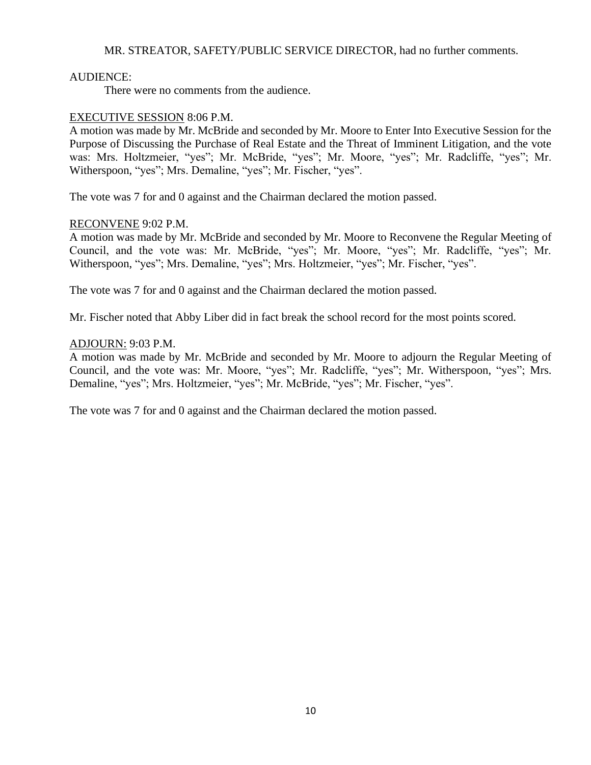MR. STREATOR, SAFETY/PUBLIC SERVICE DIRECTOR, had no further comments.

AUDIENCE:

There were no comments from the audience.

EXECUTIVE SESSION 8:06 P.M.

A motion was made by Mr. McBride and seconded by Mr. Moore to Enter Into Executive Session for the Purpose of Discussing the Purchase of Real Estate and the Threat of Imminent Litigation, and the vote was: Mrs. Holtzmeier, "yes"; Mr. McBride, "yes"; Mr. Moore, "yes"; Mr. Radcliffe, "yes"; Mr. Witherspoon, "yes"; Mrs. Demaline, "yes"; Mr. Fischer, "yes".

The vote was 7 for and 0 against and the Chairman declared the motion passed.

RECONVENE 9:02 P.M.

A motion was made by Mr. McBride and seconded by Mr. Moore to Reconvene the Regular Meeting of Council, and the vote was: Mr. McBride, "yes"; Mr. Moore, "yes"; Mr. Radcliffe, "yes"; Mr. Witherspoon, "yes"; Mrs. Demaline, "yes"; Mrs. Holtzmeier, "yes"; Mr. Fischer, "yes".

The vote was 7 for and 0 against and the Chairman declared the motion passed.

Mr. Fischer noted that Abby Liber did in fact break the school record for the most points scored.

ADJOURN: 9:03 P.M.

A motion was made by Mr. McBride and seconded by Mr. Moore to adjourn the Regular Meeting of Council, and the vote was: Mr. Moore, "yes"; Mr. Radcliffe, "yes"; Mr. Witherspoon, "yes"; Mrs. Demaline, "yes"; Mrs. Holtzmeier, "yes"; Mr. McBride, "yes"; Mr. Fischer, "yes".

The vote was 7 for and 0 against and the Chairman declared the motion passed.